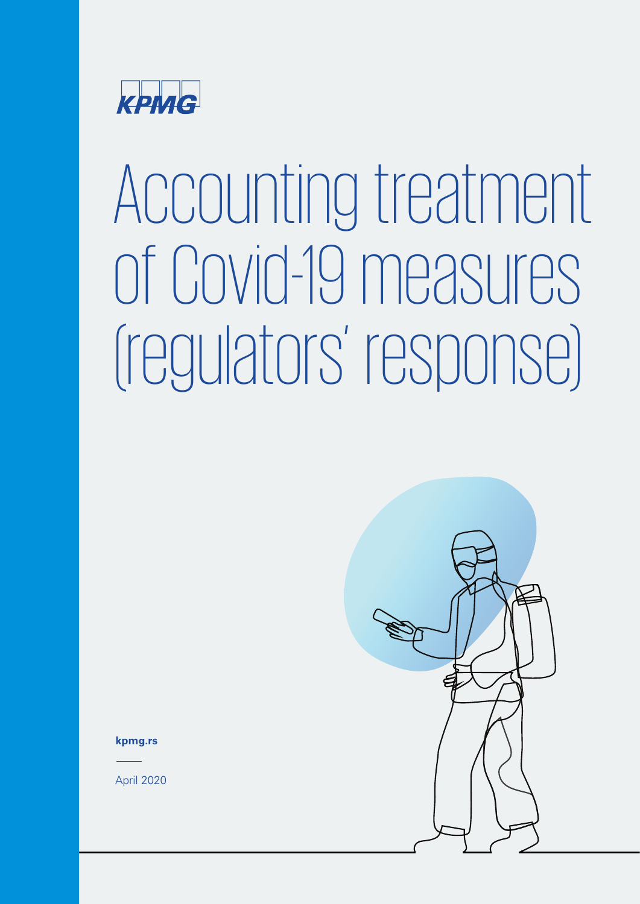KPMG

# Accounting treatment of Covid-19 measures (regulators' response)

kpmg.rs

April 2020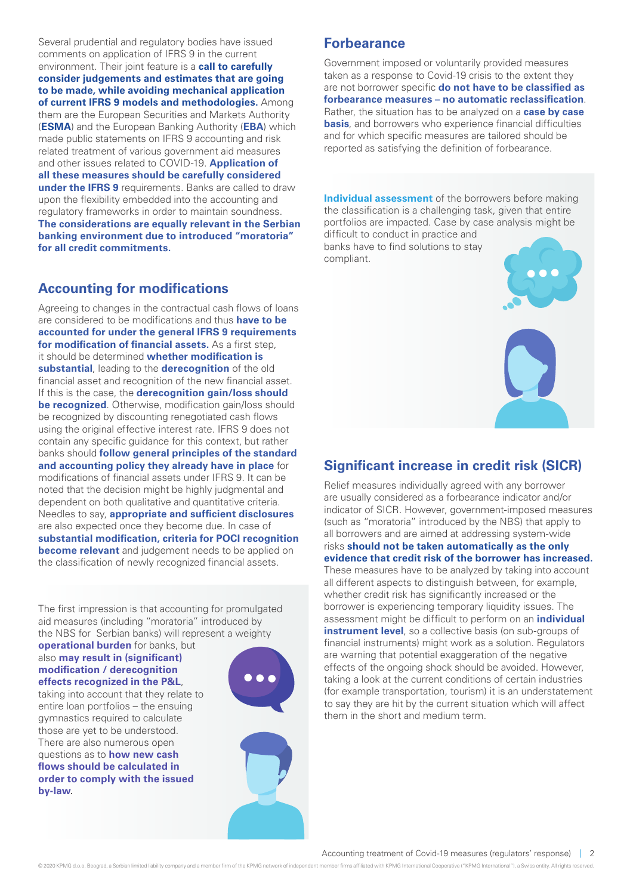Several prudential and regulatory bodies have issued comments on application of IFRS 9 in the current environment. Their joint feature is a **call to carefully consider judgements and estimates that are going to be made, while avoiding mechanical application of current IFRS 9 models and methodologies.** Among them are the European Securities and Markets Authority (**ESMA**) and the European Banking Authority (**EBA**) which made public statements on IFRS 9 accounting and risk related treatment of various government aid measures and other issues related to COVID-19. **Application of all these measures should be carefully considered under the IFRS 9** requirements. Banks are called to draw upon the flexibility embedded into the accounting and regulatory frameworks in order to maintain soundness. **The considerations are equally relevant in the Serbian banking environment due to introduced "moratoria" for all credit commitments.**

## Accounting for modifications

Agreeing to changes in the contractual cash flows of loans are considered to be modifications and thus **have to be accounted for under the general IFRS 9 requirements for modification of financial assets.** As a first step, it should be determined **whether modification is substantial**, leading to the **derecognition** of the old financial asset and recognition of the new financial asset. If this is the case, the **derecognition gain/loss should be recognized**. Otherwise, modification gain/loss should be recognized by discounting renegotiated cash flows using the original effective interest rate. IFRS 9 does not contain any specific guidance for this context, but rather banks should **follow general principles of the standard and accounting policy they already have in place** for modifications of financial assets under IFRS 9. It can be noted that the decision might be highly judgmental and dependent on both qualitative and quantitative criteria. Needles to say, **appropriate and sufficient disclosures** are also expected once they become due. In case of **substantial modification, criteria for POCI recognition become relevant** and judgement needs to be applied on the classification of newly recognized financial assets.

The first impression is that accounting for promulgated aid measures (including "moratoria" introduced by the NBS for Serbian banks) will represent a weighty **operational burden** for banks, but also **may result in (significant) modification / derecognition effects recognized in the P&L**, taking into account that they relate to entire loan portfolios – the ensuing gymnastics required to calculate those are yet to be understood. There are also numerous open questions as to **how new cash flows should be calculated in order to comply with the issued by-law**.

## Forbearance

Government imposed or voluntarily provided measures taken as a response to Covid-19 crisis to the extent they are not borrower specific **do not have to be classified as forbearance measures – no automatic reclassification**. Rather, the situation has to be analyzed on a **case by case basis**, and borrowers who experience financial difficulties and for which specific measures are tailored should be reported as satisfying the definition of forbearance.

**Individual assessment** of the borrowers before making the classification is a challenging task, given that entire portfolios are impacted. Case by case analysis might be difficult to conduct in practice and banks have to find solutions to stay compliant.

## Significant increase in credit risk (SICR)

Relief measures individually agreed with any borrower are usually considered as a forbearance indicator and/or indicator of SICR. However, government-imposed measures (such as "moratoria" introduced by the NBS) that apply to all borrowers and are aimed at addressing system-wide risks **should not be taken automatically as the only evidence that credit risk of the borrower has increased.** These measures have to be analyzed by taking into account all different aspects to distinguish between, for example, whether credit risk has significantly increased or the borrower is experiencing temporary liquidity issues. The assessment might be difficult to perform on an **individual instrument level**, so a collective basis (on sub-groups of financial instruments) might work as a solution. Regulators are warning that potential exaggeration of the negative effects of the ongoing shock should be avoided. However, taking a look at the current conditions of certain industries (for example transportation, tourism) it is an understatement to say they are hit by the current situation which will affect them in the short and medium term.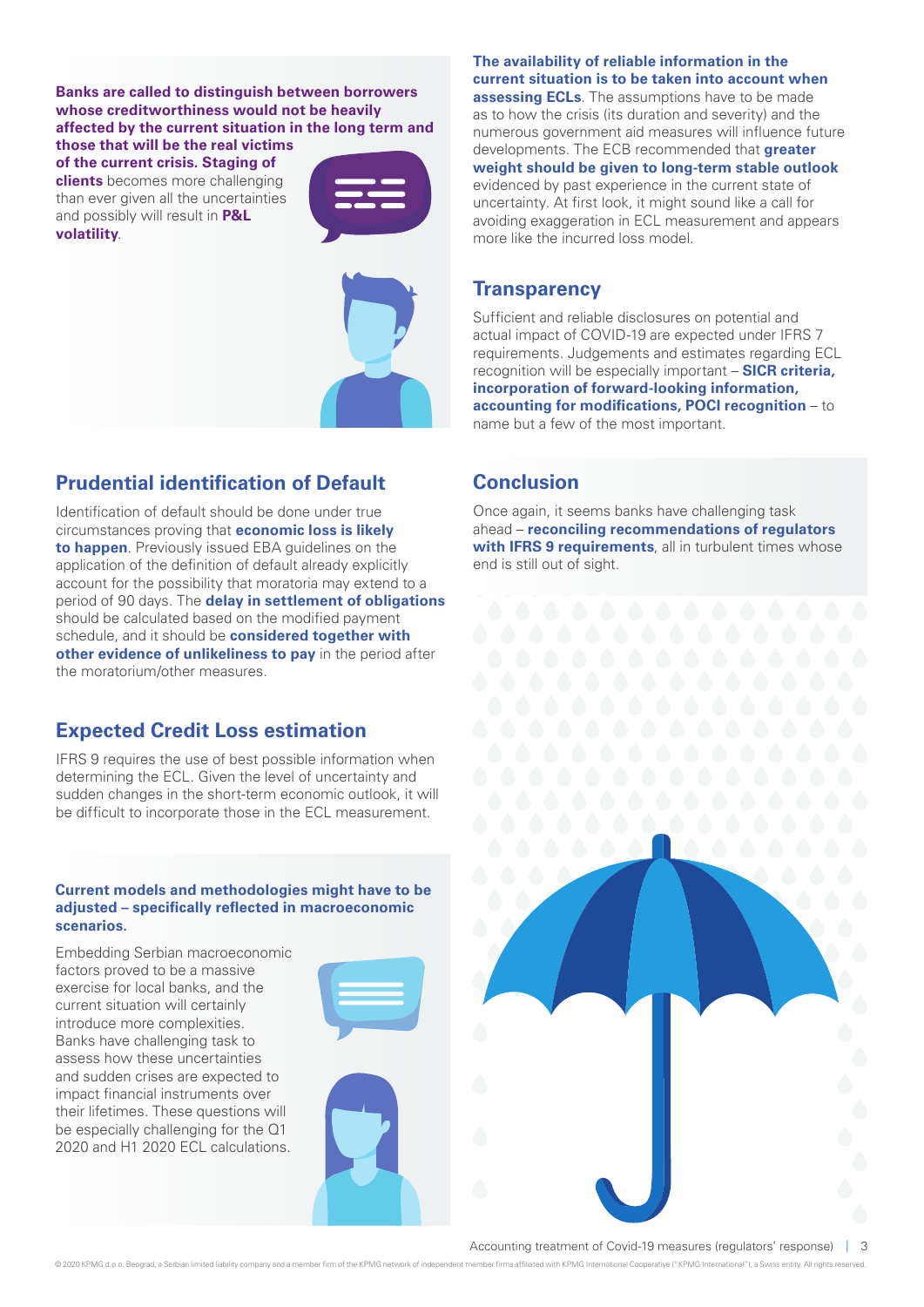**Banks are called to distinguish between borrowers whose creditworthiness would not be heavily affected by the current situation in the long term and those that will be the real victims of the current crisis. Staging of clients** becomes more challenging than ever given all the uncertainties and possibly will result in **P&L volatility**.

## Prudential identification of Default

Identification of default should be done under true circumstances proving that **economic loss is likely to happen**. Previously issued EBA guidelines on the application of the definition of default already explicitly account for the possibility that moratoria may extend to a period of 90 days. The **delay in settlement of obligations** should be calculated based on the modified payment schedule, and it should be **considered together with other evidence of unlikeliness to pay** in the period after the moratorium/other measures.

## Expected Credit Loss estimation

IFRS 9 requires the use of best possible information when determining the ECL. Given the level of uncertainty and sudden changes in the short-term economic outlook, it will be difficult to incorporate those in the ECL measurement.

**Current models and methodologies might have to be adjusted – specifically reflected in macroeconomic scenarios.**

Embedding Serbian macroeconomic factors proved to be a massive exercise for local banks, and the current situation will certainly introduce more complexities. Banks have challenging task to assess how these uncertainties and sudden crises are expected to impact financial instruments over their lifetimes. These questions will be especially challenging for the Q1 2020 and H1 2020 ECL calculations.

**The availability of reliable information in the current situation is to be taken into account when assessing ECLs**. The assumptions have to be made as to how the crisis (its duration and severity) and the numerous government aid measures will influence future developments. The ECB recommended that **greater weight should be given to long-term stable outlook** evidenced by past experience in the current state of uncertainty. At first look, it might sound like a call for avoiding exaggeration in ECL measurement and appears more like the incurred loss model.

## Transparency

Sufficient and reliable disclosures on potential and actual impact of COVID-19 are expected under IFRS 7 requirements. Judgements and estimates regarding ECL recognition will be especially important – **SICR criteria, incorporation of forward-looking information, accounting for modifications, POCI recognition** – to name but a few of the most important.

## Conclusion

Once again, it seems banks have challenging task ahead – **reconciling recommendations of regulators with IFRS 9 requirements**, all in turbulent times whose end is still out of sight.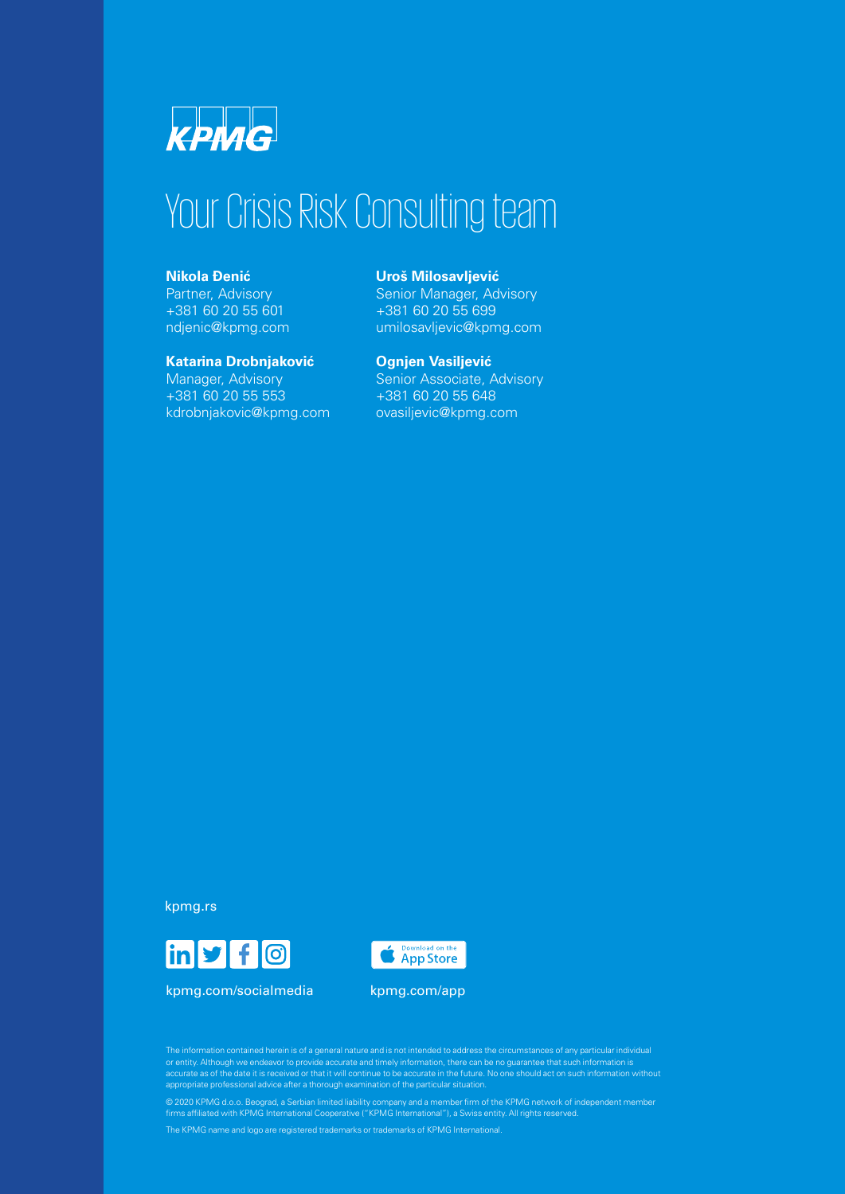KPMG

# Your Crisis Risk Consulting team

**Nikola Đenić**
Partner, Advisory
+381 60 20 55 601
ndjenic@kpmg.com

**Katarina Drobnjaković**
Manager, Advisory
+381 60 20 55 553
kdrobnjakovic@kpmg.com

**Uroš Milosavljević**
Senior Manager, Advisory
+381 60 20 55 699
umilosavljevic@kpmg.com

**Ognjen Vasiljević**
Senior Associate, Advisory
+381 60 20 55 648
ovasiljevic@kpmg.com

kpmg.rs

kpmg.com/socialmedia

Download on the App Store

kpmg.com/app

The information contained herein is of a general nature and is not intended to address the circumstances of any particular individual or entity. Although we endeavor to provide accurate and timely information, there can be no guarantee that such information is accurate as of the date it is received or that it will continue to be accurate in the future. No one should act on such information without appropriate professional advice after a thorough examination of the particular situation.

© 2020 KPMG d.o.o. Beograd, a Serbian limited liability company and a member firm of the KPMG network of independent member firms affiliated with KPMG International Cooperative ("KPMG International"), a Swiss entity. All rights reserved.

The KPMG name and logo are registered trademarks or trademarks of KPMG International.